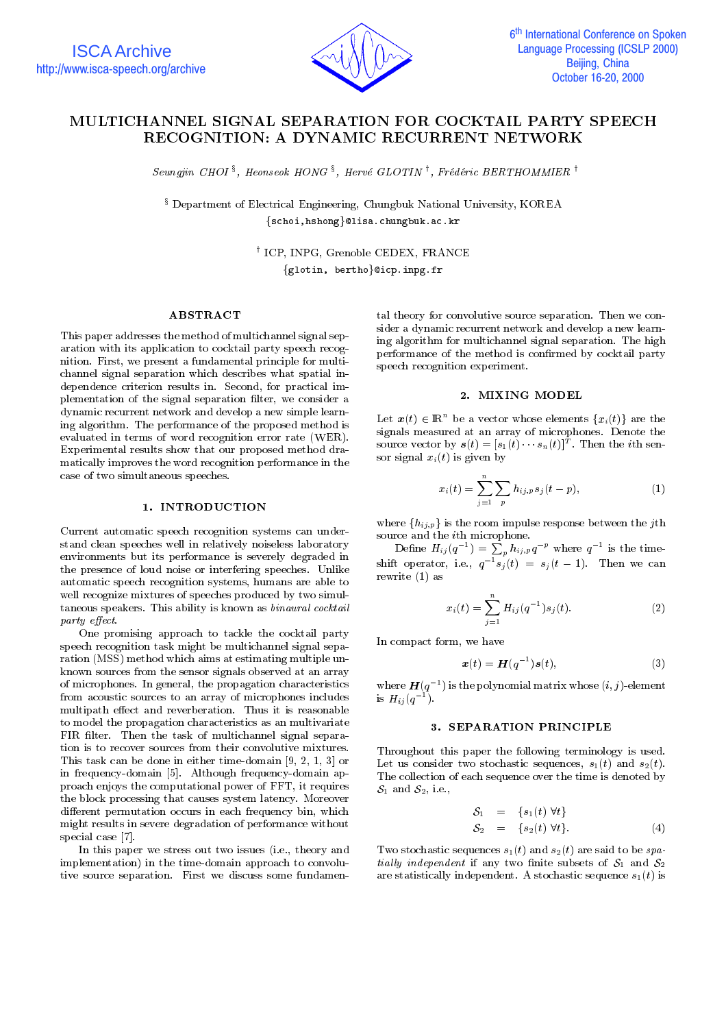# MULTICHANNEL SIGNAL SEPARATION FOR COCKTAIL PARTY SPEECH RECOGNITION: A DYNAMIC RECURRENT NETWORK

*Seungjin CHOI* [§], *Heonseok HONG* [§], *Hervé GLOTIN* [†], *Frédéric BERTHOMMIER* [†]

[§] Department of Electrical Engineering, Chungbuk National University, KOREA
{schoi,hshong}@lisa.chungbuk.ac.kr

[†] ICP, INPG, Grenoble CEDEX, FRANCE
{glotin, bertho}@icp.inpg.fr

## ABSTRACT

This paper addresses the method of multichannel signal separation with its application to cocktail party speech recognition. First, we present a fundamental principle for multichannel signal separation which describes what spatial independence criterion results in. Second, for practical implementation of the signal separation filter, we consider a dynamic recurrent network and develop a new simple learning algorithm. The performance of the proposed method is evaluated in terms of word recognition error rate (WER). Experimental results show that our proposed method dramatically improves the word recognition performance in the case of two simultaneous speeches.

## 1. INTRODUCTION

Current automatic speech recognition systems can understand clean speeches well in relatively noiseless laboratory environments but its performance is severely degraded in the presence of loud noise or interfering speeches. Unlike automatic speech recognition systems, humans are able to well recognize mixtures of speeches produced by two simultaneous speakers. This ability is known as *binaural cocktail party effect*.

One promising approach to tackle the cocktail party speech recognition task might be multichannel signal separation (MSS) method which aims at estimating multiple unknown sources from the sensor signals observed at an array of microphones. In general, the propagation characteristics from acoustic sources to an array of microphones includes multipath effect and reverberation. Thus it is reasonable to model the propagation characteristics as an multivariate FIR filter. Then the task of multichannel signal separation is to recover sources from their convolutive mixtures. This task can be done in either time-domain [9, 2, 1, 3] or in frequency-domain [5]. Although frequency-domain approach enjoys the computational power of FFT, it requires the block processing that causes system latency. Moreover different permutation occurs in each frequency bin, which might results in severe degradation of performance without special case [7].

In this paper we stress out two issues (i.e., theory and implementation) in the time-domain approach to convolutive source separation. First we discuss some fundamental theory for convolutive source separation. Then we consider a dynamic recurrent network and develop a new learning algorithm for multichannel signal separation. The high performance of the method is confirmed by cocktail party speech recognition experiment.

## 2. MIXING MODEL

Let $\boldsymbol{x}(t) \in \mathbb{R}^n$ be a vector whose elements $\{x_i(t)\}$ are the signals measured at an array of microphones. Denote the source vector by $\boldsymbol{s}(t) = [s_1(t) \cdots s_n(t)]^T$. Then the $i$th sensor signal $x_i(t)$ is given by

$$x_i(t) = \sum_{j=1}^{n} \sum_{p} h_{ij,p} s_j(t-p), \tag{1}$$

where $\{h_{ij,p}\}$ is the room impulse response between the $j$th source and the $i$th microphone.

Define $H_{ij}(q^{-1}) = \sum_p h_{ij,p} q^{-p}$ where $q^{-1}$ is the time-shift operator, i.e., $q^{-1} s_j(t) = s_j(t-1)$. Then we can rewrite (1) as

$$x_i(t) = \sum_{j=1}^{n} H_{ij}(q^{-1}) s_j(t). \tag{2}$$

In compact form, we have

$$\boldsymbol{x}(t) = \boldsymbol{H}(q^{-1}) \boldsymbol{s}(t), \tag{3}$$

where $\boldsymbol{H}(q^{-1})$ is the polynomial matrix whose $(i,j)$-element is $H_{ij}(q^{-1})$.

## 3. SEPARATION PRINCIPLE

Throughout this paper the following terminology is used. Let us consider two stochastic sequences, $s_1(t)$ and $s_2(t)$. The collection of each sequence over the time is denoted by $\mathcal{S}_1$ and $\mathcal{S}_2$, i.e.,

$$\begin{aligned} \mathcal{S}_1 &= \{s_1(t)\ \forall t\} \\ \mathcal{S}_2 &= \{s_2(t)\ \forall t\}. \end{aligned} \tag{4}$$

Two stochastic sequences $s_1(t)$ and $s_2(t)$ are said to be *spatially independent* if any two finite subsets of $\mathcal{S}_1$ and $\mathcal{S}_2$ are statistically independent. A stochastic sequence $s_1(t)$ is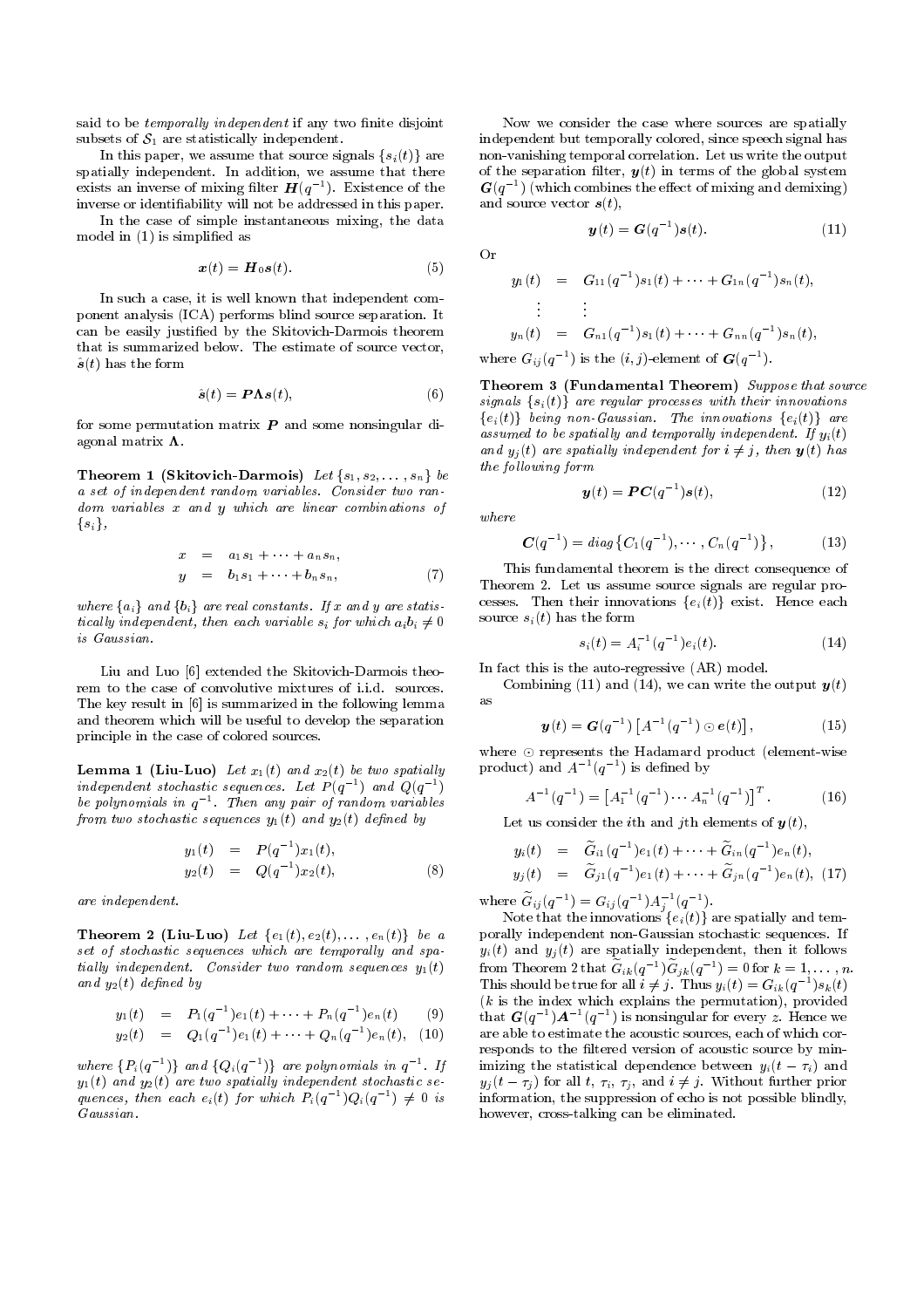said to be *temporally independent* if any two finite disjoint subsets of $\mathcal{S}_1$ are statistically independent.

In this paper, we assume that source signals $\{s_i(t)\}$ are spatially independent. In addition, we assume that there exists an inverse of mixing filter $\boldsymbol{H}(q^{-1})$. Existence of the inverse or identifiability will not be addressed in this paper.

In the case of simple instantaneous mixing, the data model in (1) is simplified as

$$\boldsymbol{x}(t) = \boldsymbol{H}_0\boldsymbol{s}(t). \tag{5}$$

In such a case, it is well known that independent component analysis (ICA) performs blind source separation. It can be easily justified by the Skitovich-Darmois theorem that is summarized below. The estimate of source vector, $\hat{\boldsymbol{s}}(t)$ has the form

$$\hat{\boldsymbol{s}}(t) = \boldsymbol{P}\boldsymbol{\Lambda}\boldsymbol{s}(t), \tag{6}$$

for some permutation matrix $\boldsymbol{P}$ and some nonsingular diagonal matrix $\boldsymbol{\Lambda}$.

**Theorem 1 (Skitovich-Darmois)** *Let $\{s_1, s_2, \ldots, s_n\}$ be a set of independent random variables. Consider two random variables $x$ and $y$ which are linear combinations of $\{s_i\}$,*

$$\begin{aligned} x &= a_1 s_1 + \cdots + a_n s_n, \\ y &= b_1 s_1 + \cdots + b_n s_n, \end{aligned} \tag{7}$$

*where $\{a_i\}$ and $\{b_i\}$ are real constants. If $x$ and $y$ are statistically independent, then each variable $s_i$ for which $a_i b_i \neq 0$ is Gaussian.*

Liu and Luo [6] extended the Skitovich-Darmois theorem to the case of convolutive mixtures of i.i.d. sources. The key result in [6] is summarized in the following lemma and theorem which will be useful to develop the separation principle in the case of colored sources.

**Lemma 1 (Liu-Luo)** *Let $x_1(t)$ and $x_2(t)$ be two spatially independent stochastic sequences. Let $P(q^{-1})$ and $Q(q^{-1})$ be polynomials in $q^{-1}$. Then any pair of random variables from two stochastic sequences $y_1(t)$ and $y_2(t)$ defined by*

$$\begin{aligned} y_1(t) &= P(q^{-1})x_1(t), \\ y_2(t) &= Q(q^{-1})x_2(t), \end{aligned} \tag{8}$$

*are independent.*

**Theorem 2 (Liu-Luo)** *Let $\{e_1(t), e_2(t), \ldots, e_n(t)\}$ be a set of stochastic sequences which are temporally and spatially independent. Consider two random sequences $y_1(t)$ and $y_2(t)$ defined by*

$$y_1(t) = P_1(q^{-1})e_1(t) + \cdots + P_n(q^{-1})e_n(t) \tag{9}$$

$$y_2(t) = Q_1(q^{-1})e_1(t) + \cdots + Q_n(q^{-1})e_n(t), \tag{10}$$

*where $\{P_i(q^{-1})\}$ and $\{Q_i(q^{-1})\}$ are polynomials in $q^{-1}$. If $y_1(t)$ and $y_2(t)$ are two spatially independent stochastic sequences, then each $e_i(t)$ for which $P_i(q^{-1})Q_i(q^{-1}) \neq 0$ is Gaussian.*

Now we consider the case where sources are spatially independent but temporally colored, since speech signal has non-vanishing temporal correlation. Let us write the output of the separation filter, $\boldsymbol{y}(t)$ in terms of the global system $\boldsymbol{G}(q^{-1})$ (which combines the effect of mixing and demixing) and source vector $\boldsymbol{s}(t)$,

$$\boldsymbol{y}(t) = \boldsymbol{G}(q^{-1})\boldsymbol{s}(t). \tag{11}$$

Or

$$\begin{aligned} y_1(t) &= G_{11}(q^{-1})s_1(t) + \cdots + G_{1n}(q^{-1})s_n(t), \\ &\vdots \\ y_n(t) &= G_{n1}(q^{-1})s_1(t) + \cdots + G_{nn}(q^{-1})s_n(t), \end{aligned}$$

where $G_{ij}(q^{-1})$ is the $(i, j)$-element of $\boldsymbol{G}(q^{-1})$.

**Theorem 3 (Fundamental Theorem)** *Suppose that source signals $\{s_i(t)\}$ are regular processes with their innovations $\{e_i(t)\}$ being non-Gaussian. The innovations $\{e_i(t)\}$ are assumed to be spatially and temporally independent. If $y_i(t)$ and $y_j(t)$ are spatially independent for $i \neq j$, then $\boldsymbol{y}(t)$ has the following form*

$$\boldsymbol{y}(t) = \boldsymbol{P}\boldsymbol{C}(q^{-1})\boldsymbol{s}(t), \tag{12}$$

*where*

$$\boldsymbol{C}(q^{-1}) = diag\left\{C_1(q^{-1}), \cdots, C_n(q^{-1})\right\}, \tag{13}$$

This fundamental theorem is the direct consequence of Theorem 2. Let us assume source signals are regular processes. Then their innovations $\{e_i(t)\}$ exist. Hence each source $s_i(t)$ has the form

$$s_i(t) = A_i^{-1}(q^{-1})e_i(t). \tag{14}$$

In fact this is the auto-regressive (AR) model.

Combining (11) and (14), we can write the output $\boldsymbol{y}(t)$ as

$$\boldsymbol{y}(t) = \boldsymbol{G}(q^{-1})\left[A^{-1}(q^{-1}) \odot \boldsymbol{e}(t)\right], \tag{15}$$

where $\odot$ represents the Hadamard product (element-wise product) and $A^{-1}(q^{-1})$ is defined by

$$A^{-1}(q^{-1}) = \left[A_1^{-1}(q^{-1}) \cdots A_n^{-1}(q^{-1})\right]^T. \tag{16}$$

Let us consider the $i$th and $j$th elements of $\boldsymbol{y}(t)$,

$$\begin{aligned} y_i(t) &= \widetilde{G}_{i1}(q^{-1})e_1(t) + \cdots + \widetilde{G}_{in}(q^{-1})e_n(t), \\ y_j(t) &= \widetilde{G}_{j1}(q^{-1})e_1(t) + \cdots + \widetilde{G}_{jn}(q^{-1})e_n(t), \end{aligned} \tag{17}$$

where $\widetilde{G}_{ij}(q^{-1}) = G_{ij}(q^{-1})A_j^{-1}(q^{-1})$.

Note that the innovations $\{e_i(t)\}$ are spatially and temporally independent non-Gaussian stochastic sequences. If $y_i(t)$ and $y_j(t)$ are spatially independent, then it follows from Theorem 2 that $\widetilde{G}_{ik}(q^{-1})\widetilde{G}_{jk}(q^{-1}) = 0$ for $k = 1, \ldots, n$. This should be true for all $i \neq j$. Thus $y_i(t) = G_{ik}(q^{-1})s_k(t)$ ($k$ is the index which explains the permutation), provided that $\boldsymbol{G}(q^{-1})\boldsymbol{A}^{-1}(q^{-1})$ is nonsingular for every $z$. Hence we are able to estimate the acoustic sources, each of which corresponds to the filtered version of acoustic source by minimizing the statistical dependence between $y_i(t - \tau_i)$ and $y_j(t - \tau_j)$ for all $t$, $\tau_i$, $\tau_j$, and $i \neq j$. Without further prior information, the suppression of echo is not possible blindly, however, cross-talking can be eliminated.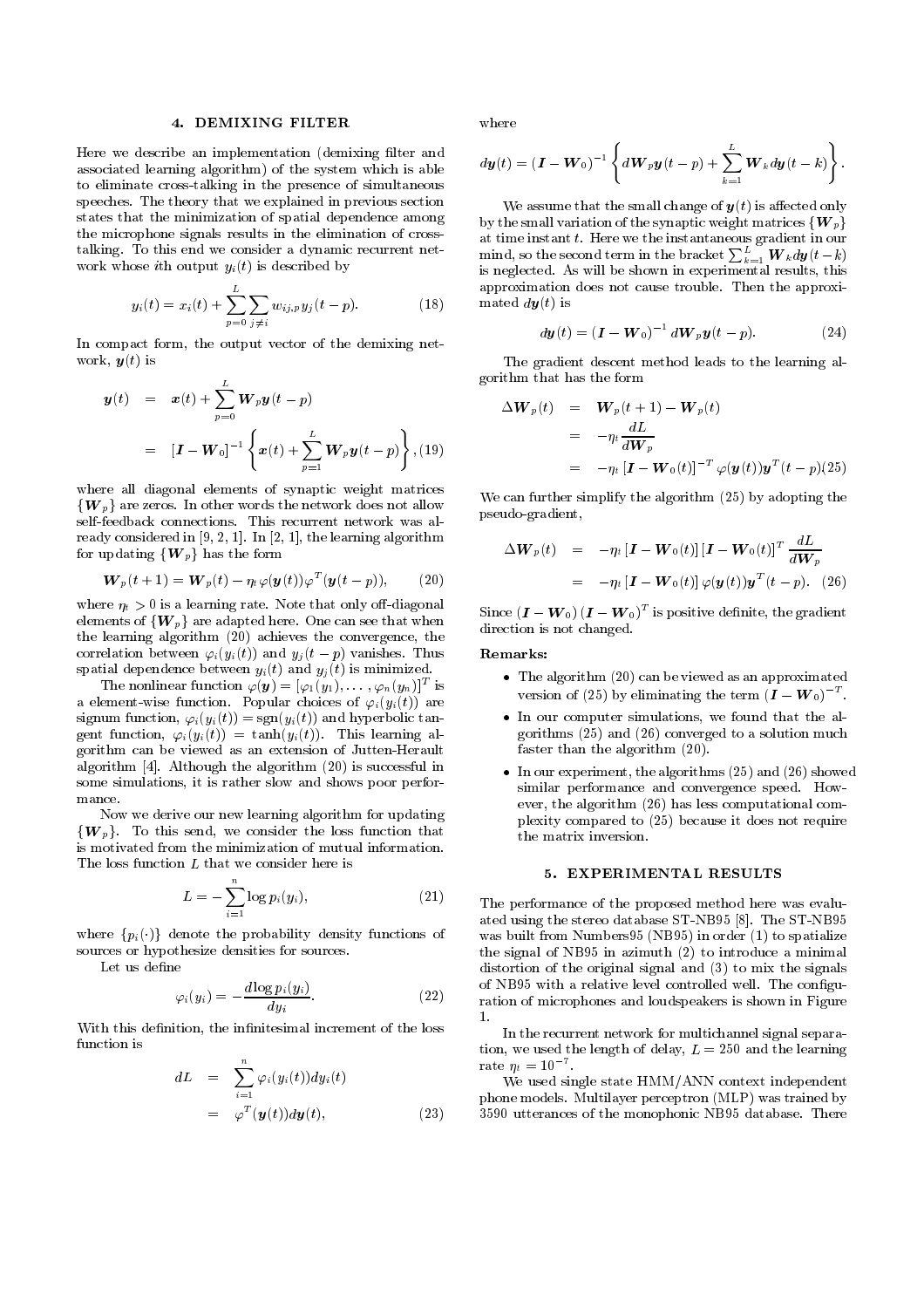## 4. DEMIXING FILTER

Here we describe an implementation (demixing filter and associated learning algorithm) of the system which is able to eliminate cross-talking in the presence of simultaneous speeches. The theory that we explained in previous section states that the minimization of spatial dependence among the microphone signals results in the elimination of cross-talking. To this end we consider a dynamic recurrent network whose $i$th output $y_i(t)$ is described by

$$y_i(t) = x_i(t) + \sum_{p=0}^{L} \sum_{j \neq i} w_{ij,p} \, y_j(t-p). \tag{18}$$

In compact form, the output vector of the demixing network, $\boldsymbol{y}(t)$ is

$$\begin{aligned} \boldsymbol{y}(t) &= \boldsymbol{x}(t) + \sum_{p=0}^{L} \boldsymbol{W}_p \boldsymbol{y}(t-p) \\ &= [\boldsymbol{I} - \boldsymbol{W}_0]^{-1} \left\{ \boldsymbol{x}(t) + \sum_{p=1}^{L} \boldsymbol{W}_p \boldsymbol{y}(t-p) \right\}, \end{aligned} \tag{19}$$

where all diagonal elements of synaptic weight matrices $\{\boldsymbol{W}_p\}$ are zeros. In other words the network does not allow self-feedback connections. This recurrent network was already considered in [9, 2, 1]. In [2, 1], the learning algorithm for updating $\{\boldsymbol{W}_p\}$ has the form

$$\boldsymbol{W}_p(t+1) = \boldsymbol{W}_p(t) - \eta_t \, \varphi(\boldsymbol{y}(t)) \varphi^T(\boldsymbol{y}(t-p)), \tag{20}$$

where $\eta_t > 0$ is a learning rate. Note that only off-diagonal elements of $\{\boldsymbol{W}_p\}$ are adapted here. One can see that when the learning algorithm (20) achieves the convergence, the correlation between $\varphi_i(y_i(t))$ and $y_j(t-p)$ vanishes. Thus spatial dependence between $y_i(t)$ and $y_j(t)$ is minimized.

The nonlinear function $\varphi(\boldsymbol{y}) = [\varphi_1(y_1), \ldots, \varphi_n(y_n)]^T$ is a element-wise function. Popular choices of $\varphi_i(y_i(t))$ are signum function, $\varphi_i(y_i(t)) = \text{sgn}(y_i(t))$ and hyperbolic tangent function, $\varphi_i(y_i(t)) = \tanh(y_i(t))$. This learning algorithm can be viewed as an extension of Jutten-Herault algorithm [4]. Although the algorithm (20) is successful in some simulations, it is rather slow and shows poor performance.

Now we derive our new learning algorithm for updating $\{\boldsymbol{W}_p\}$. To this send, we consider the loss function that is motivated from the minimization of mutual information. The loss function $L$ that we consider here is

$$L = -\sum_{i=1}^{n} \log p_i(y_i), \tag{21}$$

where $\{p_i(\cdot)\}$ denote the probability density functions of sources or hypothesize densities for sources.

Let us define

$$\varphi_i(y_i) = -\frac{d \log p_i(y_i)}{dy_i}. \tag{22}$$

With this definition, the infinitesimal increment of the loss function is

$$\begin{aligned} dL &= \sum_{i=1}^{n} \varphi_i(y_i(t)) dy_i(t) \\ &= \varphi^T(\boldsymbol{y}(t)) d\boldsymbol{y}(t), \end{aligned} \tag{23}$$

where

$$d\boldsymbol{y}(t) = (\boldsymbol{I} - \boldsymbol{W}_0)^{-1} \left\{ d\boldsymbol{W}_p \boldsymbol{y}(t-p) + \sum_{k=1}^{L} \boldsymbol{W}_k d\boldsymbol{y}(t-k) \right\}.$$

We assume that the small change of $\boldsymbol{y}(t)$ is affected only by the small variation of the synaptic weight matrices $\{\boldsymbol{W}_p\}$ at time instant $t$. Here we the instantaneous gradient in our mind, so the second term in the bracket $\sum_{k=1}^{L} \boldsymbol{W}_k d\boldsymbol{y}(t-k)$ is neglected. As will be shown in experimental results, this approximation does not cause trouble. Then the approximated $d\boldsymbol{y}(t)$ is

$$d\boldsymbol{y}(t) = (\boldsymbol{I} - \boldsymbol{W}_0)^{-1} d\boldsymbol{W}_p \boldsymbol{y}(t-p). \tag{24}$$

The gradient descent method leads to the learning algorithm that has the form

$$\begin{aligned} \Delta \boldsymbol{W}_p(t) &= \boldsymbol{W}_p(t+1) - \boldsymbol{W}_p(t) \\ &= -\eta_t \frac{dL}{d\boldsymbol{W}_p} \\ &= -\eta_t \left[\boldsymbol{I} - \boldsymbol{W}_0(t)\right]^{-T} \varphi(\boldsymbol{y}(t)) \boldsymbol{y}^T(t-p) \end{aligned} \tag{25}$$

We can further simplify the algorithm (25) by adopting the pseudo-gradient,

$$\begin{aligned} \Delta \boldsymbol{W}_p(t) &= -\eta_t \left[\boldsymbol{I} - \boldsymbol{W}_0(t)\right] \left[\boldsymbol{I} - \boldsymbol{W}_0(t)\right]^T \frac{dL}{d\boldsymbol{W}_p} \\ &= -\eta_t \left[\boldsymbol{I} - \boldsymbol{W}_0(t)\right] \varphi(\boldsymbol{y}(t)) \boldsymbol{y}^T(t-p). \end{aligned} \tag{26}$$

Since $(\boldsymbol{I} - \boldsymbol{W}_0)(\boldsymbol{I} - \boldsymbol{W}_0)^T$ is positive definite, the gradient direction is not changed.

**Remarks:**

- The algorithm (20) can be viewed as an approximated version of (25) by eliminating the term $(\boldsymbol{I} - \boldsymbol{W}_0)^{-T}$.
- In our computer simulations, we found that the algorithms (25) and (26) converged to a solution much faster than the algorithm (20).
- In our experiment, the algorithms (25) and (26) showed similar performance and convergence speed. However, the algorithm (26) has less computational complexity compared to (25) because it does not require the matrix inversion.

## 5. EXPERIMENTAL RESULTS

The performance of the proposed method here was evaluated using the stereo database ST-NB95 [8]. The ST-NB95 was built from Numbers95 (NB95) in order (1) to spatialize the signal of NB95 in azimuth (2) to introduce a minimal distortion of the original signal and (3) to mix the signals of NB95 with a relative level controlled well. The configuration of microphones and loudspeakers is shown in Figure 1.

In the recurrent network for multichannel signal separation, we used the length of delay, $L = 250$ and the learning rate $\eta_t = 10^{-7}$.

We used single state HMM/ANN context independent phone models. Multilayer perceptron (MLP) was trained by 3590 utterances of the monophonic NB95 database. There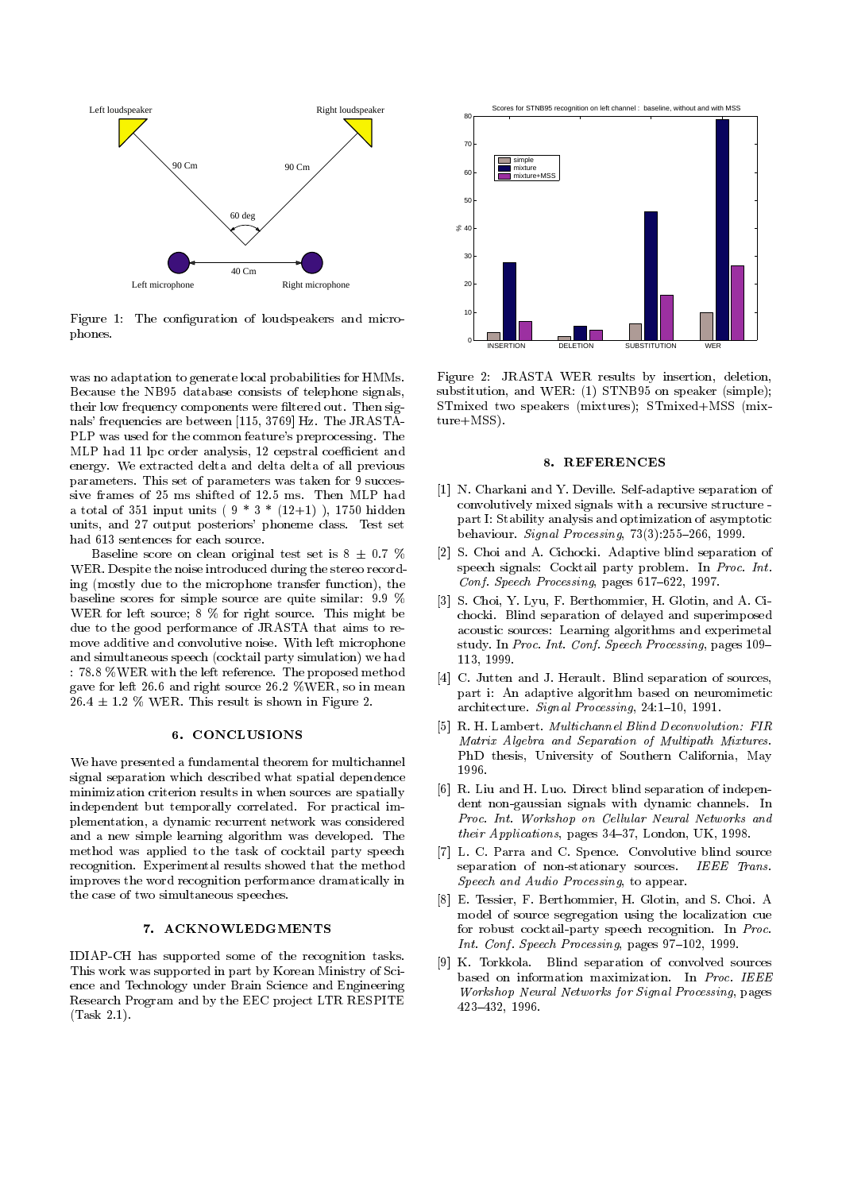Left loudspeaker

Right loudspeaker

90 Cm

90 Cm

60 deg

40 Cm

Left microphone

Right microphone

Figure 1: The configuration of loudspeakers and microphones.

was no adaptation to generate local probabilities for HMMs. Because the NB95 database consists of telephone signals, their low frequency components were filtered out. Then signals' frequencies are between [115, 3769] Hz. The JRASTA-PLP was used for the common feature's preprocessing. The MLP had 11 lpc order analysis, 12 cepstral coefficient and energy. We extracted delta and delta delta of all previous parameters. This set of parameters was taken for 9 successive frames of 25 ms shifted of 12.5 ms. Then MLP had a total of 351 input units ( 9 * 3 * (12+1) ), 1750 hidden units, and 27 output posteriors' phoneme class. Test set had 613 sentences for each source.

Baseline score on clean original test set is $8 \pm 0.7$ % WER. Despite the noise introduced during the stereo recording (mostly due to the microphone transfer function), the baseline scores for simple source are quite similar: 9.9 % WER for left source; 8 % for right source. This might be due to the good performance of JRASTA that aims to remove additive and convolutive noise. With left microphone and simultaneous speech (cocktail party simulation) we had : 78.8 %WER with the left reference. The proposed method gave for left 26.6 and right source 26.2 %WER, so in mean $26.4 \pm 1.2$ % WER. This result is shown in Figure 2.

## 6. CONCLUSIONS

We have presented a fundamental theorem for multichannel signal separation which described what spatial dependence minimization criterion results in when sources are spatially independent but temporally correlated. For practical implementation, a dynamic recurrent network was considered and a new simple learning algorithm was developed. The method was applied to the task of cocktail party speech recognition. Experimental results showed that the method improves the word recognition performance dramatically in the case of two simultaneous speeches.

## 7. ACKNOWLEDGMENTS

IDIAP-CH has supported some of the recognition tasks. This work was supported in part by Korean Ministry of Science and Technology under Brain Science and Engineering Research Program and by the EEC project LTR RESPITE (Task 2.1).

Scores for STNB95 recognition on left channel : baseline, without and with MSS

simple
mixture
mixture+MSS

%

0
10
20
30
40
50
60
70
80

INSERTION
DELETION
SUBSTITUTION
WER

Figure 2: JRASTA WER results by insertion, deletion, substitution, and WER: (1) STNB95 on speaker (simple); STmixed two speakers (mixtures); STmixed+MSS (mixture+MSS).

## 8. REFERENCES

[1] N. Charkani and Y. Deville. Self-adaptive separation of convolutively mixed signals with a recursive structure - part I: Stability analysis and optimization of asymptotic behaviour. *Signal Processing*, 73(3):255–266, 1999.

[2] S. Choi and A. Cichocki. Adaptive blind separation of speech signals: Cocktail party problem. In *Proc. Int. Conf. Speech Processing*, pages 617–622, 1997.

[3] S. Choi, Y. Lyu, F. Berthommier, H. Glotin, and A. Cichocki. Blind separation of delayed and superimposed acoustic sources: Learning algorithms and experimetal study. In *Proc. Int. Conf. Speech Processing*, pages 109–113, 1999.

[4] C. Jutten and J. Herault. Blind separation of sources, part i: An adaptive algorithm based on neuromimetic architecture. *Signal Processing*, 24:1–10, 1991.

[5] R. H. Lambert. *Multichannel Blind Deconvolution: FIR Matrix Algebra and Separation of Multipath Mixtures*. PhD thesis, University of Southern California, May 1996.

[6] R. Liu and H. Luo. Direct blind separation of independent non-gaussian signals with dynamic channels. In *Proc. Int. Workshop on Cellular Neural Networks and their Applications*, pages 34–37, London, UK, 1998.

[7] L. C. Parra and C. Spence. Convolutive blind source separation of non-stationary sources. *IEEE Trans. Speech and Audio Processing*, to appear.

[8] E. Tessier, F. Berthommier, H. Glotin, and S. Choi. A model of source segregation using the localization cue for robust cocktail-party speech recognition. In *Proc. Int. Conf. Speech Processing*, pages 97–102, 1999.

[9] K. Torkkola. Blind separation of convolved sources based on information maximization. In *Proc. IEEE Workshop Neural Networks for Signal Processing*, pages 423–432, 1996.